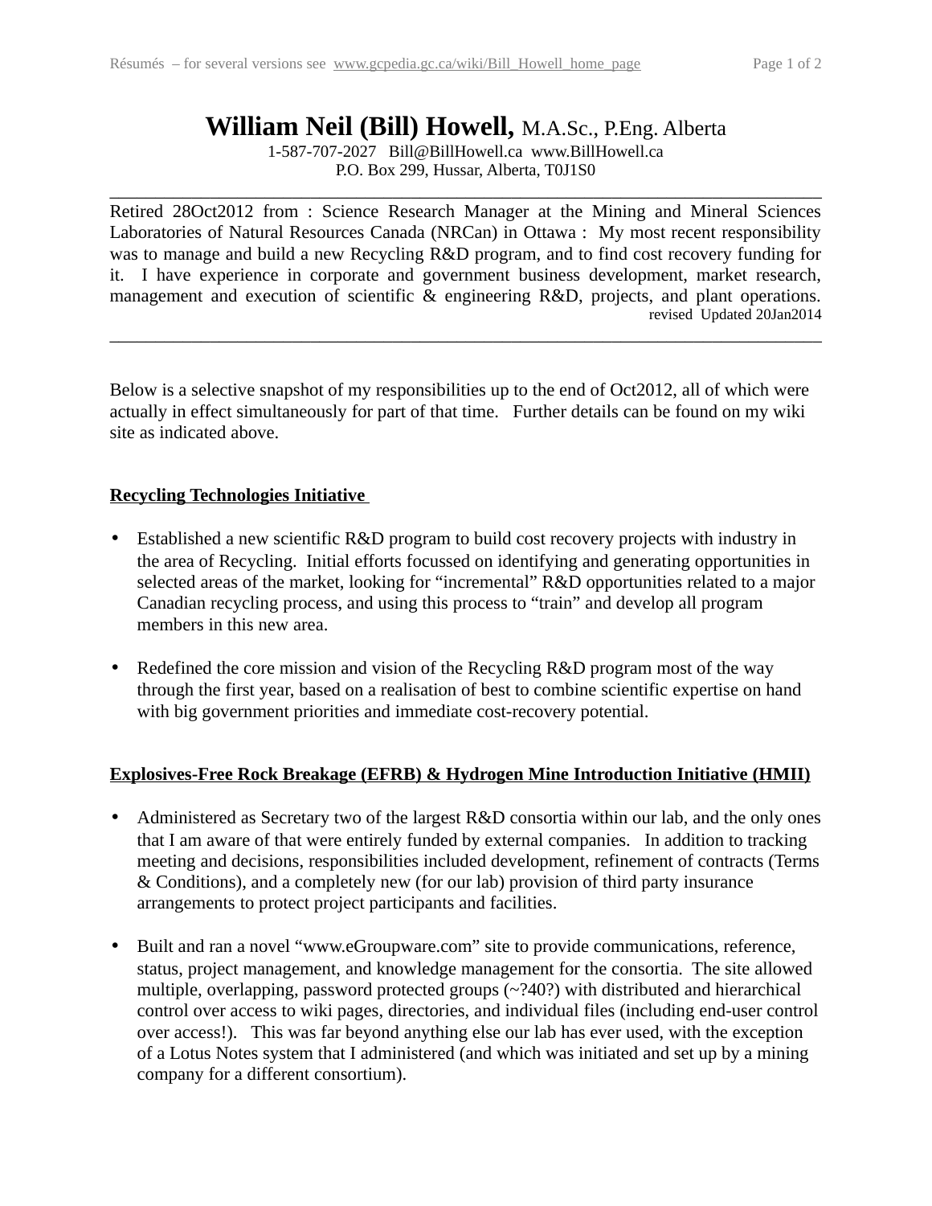# William Neil (Bill) Howell, M.A.Sc., P.Eng. Alberta

1-587-707-2027 Bill@BillHowell.ca www.BillHowell.ca
P.O. Box 299, Hussar, Alberta, T0J1S0

---

Retired 28Oct2012 from : Science Research Manager at the Mining and Mineral Sciences Laboratories of Natural Resources Canada (NRCan) in Ottawa : My most recent responsibility was to manage and build a new Recycling R&D program, and to find cost recovery funding for it. I have experience in corporate and government business development, market research, management and execution of scientific & engineering R&D, projects, and plant operations.

revised Updated 20Jan2014

---

Below is a selective snapshot of my responsibilities up to the end of Oct2012, all of which were actually in effect simultaneously for part of that time. Further details can be found on my wiki site as indicated above.

## Recycling Technologies Initiative

- Established a new scientific R&D program to build cost recovery projects with industry in the area of Recycling. Initial efforts focussed on identifying and generating opportunities in selected areas of the market, looking for "incremental" R&D opportunities related to a major Canadian recycling process, and using this process to "train" and develop all program members in this new area.

- Redefined the core mission and vision of the Recycling R&D program most of the way through the first year, based on a realisation of best to combine scientific expertise on hand with big government priorities and immediate cost-recovery potential.

## Explosives-Free Rock Breakage (EFRB) & Hydrogen Mine Introduction Initiative (HMII)

- Administered as Secretary two of the largest R&D consortia within our lab, and the only ones that I am aware of that were entirely funded by external companies. In addition to tracking meeting and decisions, responsibilities included development, refinement of contracts (Terms & Conditions), and a completely new (for our lab) provision of third party insurance arrangements to protect project participants and facilities.

- Built and ran a novel "www.eGroupware.com" site to provide communications, reference, status, project management, and knowledge management for the consortia. The site allowed multiple, overlapping, password protected groups (~?40?) with distributed and hierarchical control over access to wiki pages, directories, and individual files (including end-user control over access!). This was far beyond anything else our lab has ever used, with the exception of a Lotus Notes system that I administered (and which was initiated and set up by a mining company for a different consortium).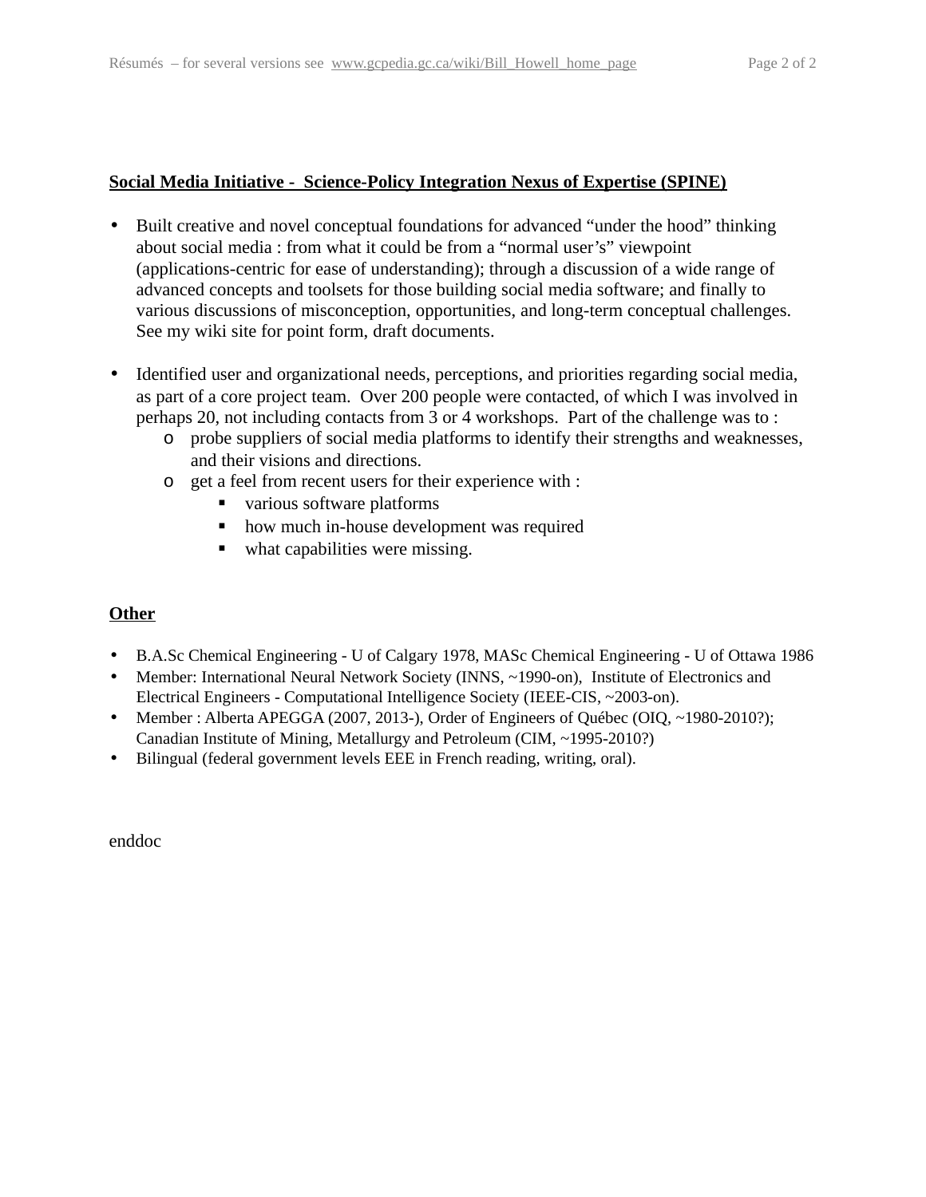**Social Media Initiative - Science-Policy Integration Nexus of Expertise (SPINE)**

- Built creative and novel conceptual foundations for advanced “under the hood” thinking about social media : from what it could be from a “normal user’s” viewpoint (applications-centric for ease of understanding); through a discussion of a wide range of advanced concepts and toolsets for those building social media software; and finally to various discussions of misconception, opportunities, and long-term conceptual challenges. See my wiki site for point form, draft documents.

- Identified user and organizational needs, perceptions, and priorities regarding social media, as part of a core project team. Over 200 people were contacted, of which I was involved in perhaps 20, not including contacts from 3 or 4 workshops. Part of the challenge was to :
  - probe suppliers of social media platforms to identify their strengths and weaknesses, and their visions and directions.
  - get a feel from recent users for their experience with :
    - various software platforms
    - how much in-house development was required
    - what capabilities were missing.

**Other**

- B.A.Sc Chemical Engineering - U of Calgary 1978, MASc Chemical Engineering - U of Ottawa 1986
- Member: International Neural Network Society (INNS, ~1990-on), Institute of Electronics and Electrical Engineers - Computational Intelligence Society (IEEE-CIS, ~2003-on).
- Member : Alberta APEGGA (2007, 2013-), Order of Engineers of Québec (OIQ, ~1980-2010?); Canadian Institute of Mining, Metallurgy and Petroleum (CIM, ~1995-2010?)
- Bilingual (federal government levels EEE in French reading, writing, oral).

enddoc